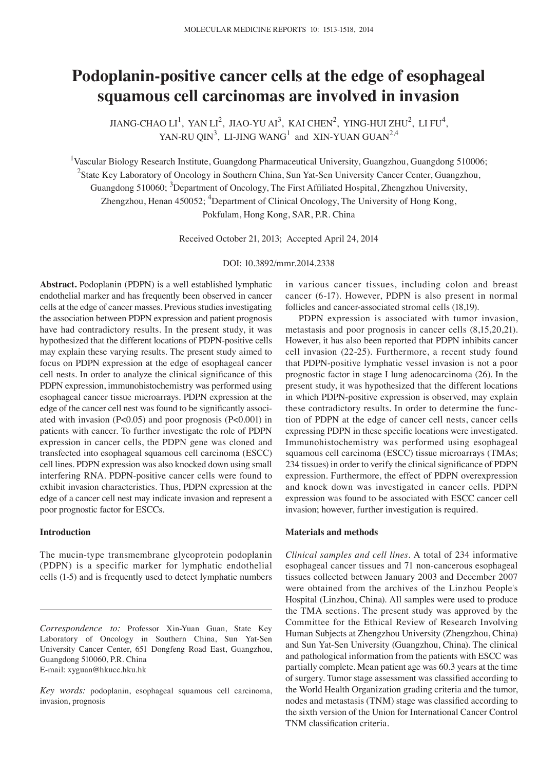# Podoplanin-positive cancer cells at the edge of esophageal squamous cell carcinomas are involved in invasion

JIANG-CHAO LI[1], YAN LI[2], JIAO-YU AI[3], KAI CHEN[2], YING-HUI ZHU[2], LI FU[4], YAN-RU QIN[3], LI-JING WANG[1] and XIN-YUAN GUAN[2,4]

[1]Vascular Biology Research Institute, Guangdong Pharmaceutical University, Guangzhou, Guangdong 510006; [2]State Key Laboratory of Oncology in Southern China, Sun Yat-Sen University Cancer Center, Guangzhou, Guangdong 510060; [3]Department of Oncology, The First Affiliated Hospital, Zhengzhou University, Zhengzhou, Henan 450052; [4]Department of Clinical Oncology, The University of Hong Kong, Pokfulam, Hong Kong, SAR, P.R. China

Received October 21, 2013; Accepted April 24, 2014

DOI: 10.3892/mmr.2014.2338

**Abstract.** Podoplanin (PDPN) is a well established lymphatic endothelial marker and has frequently been observed in cancer cells at the edge of cancer masses. Previous studies investigating the association between PDPN expression and patient prognosis have had contradictory results. In the present study, it was hypothesized that the different locations of PDPN-positive cells may explain these varying results. The present study aimed to focus on PDPN expression at the edge of esophageal cancer cell nests. In order to analyze the clinical significance of this PDPN expression, immunohistochemistry was performed using esophageal cancer tissue microarrays. PDPN expression at the edge of the cancer cell nest was found to be significantly associated with invasion ($P<0.05$) and poor prognosis ($P<0.001$) in patients with cancer. To further investigate the role of PDPN expression in cancer cells, the PDPN gene was cloned and transfected into esophageal squamous cell carcinoma (ESCC) cell lines. PDPN expression was also knocked down using small interfering RNA. PDPN-positive cancer cells were found to exhibit invasion characteristics. Thus, PDPN expression at the edge of a cancer cell nest may indicate invasion and represent a poor prognostic factor for ESCCs.

## Introduction

The mucin-type transmembrane glycoprotein podoplanin (PDPN) is a specific marker for lymphatic endothelial cells (1-5) and is frequently used to detect lymphatic numbers in various cancer tissues, including colon and breast cancer (6-17). However, PDPN is also present in normal follicles and cancer-associated stromal cells (18,19).

PDPN expression is associated with tumor invasion, metastasis and poor prognosis in cancer cells (8,15,20,21). However, it has also been reported that PDPN inhibits cancer cell invasion (22-25). Furthermore, a recent study found that PDPN-positive lymphatic vessel invasion is not a poor prognostic factor in stage I lung adenocarcinoma (26). In the present study, it was hypothesized that the different locations in which PDPN-positive expression is observed, may explain these contradictory results. In order to determine the function of PDPN at the edge of cancer cell nests, cancer cells expressing PDPN in these specific locations were investigated. Immunohistochemistry was performed using esophageal squamous cell carcinoma (ESCC) tissue microarrays (TMAs; 234 tissues) in order to verify the clinical significance of PDPN expression. Furthermore, the effect of PDPN overexpression and knock down was investigated in cancer cells. PDPN expression was found to be associated with ESCC cancer cell invasion; however, further investigation is required.

## Materials and methods

*Clinical samples and cell lines.* A total of 234 informative esophageal cancer tissues and 71 non-cancerous esophageal tissues collected between January 2003 and December 2007 were obtained from the archives of the Linzhou People's Hospital (Linzhou, China). All samples were used to produce the TMA sections. The present study was approved by the Committee for the Ethical Review of Research Involving Human Subjects at Zhengzhou University (Zhengzhou, China) and Sun Yat-Sen University (Guangzhou, China). The clinical and pathological information from the patients with ESCC was partially complete. Mean patient age was 60.3 years at the time of surgery. Tumor stage assessment was classified according to the World Health Organization grading criteria and the tumor, nodes and metastasis (TNM) stage was classified according to the sixth version of the Union for International Cancer Control TNM classification criteria.

*Correspondence to:* Professor Xin-Yuan Guan, State Key Laboratory of Oncology in Southern China, Sun Yat-Sen University Cancer Center, 651 Dongfeng Road East, Guangzhou, Guangdong 510060, P.R. China
E-mail: xyguan@hkucc.hku.hk

*Key words:* podoplanin, esophageal squamous cell carcinoma, invasion, prognosis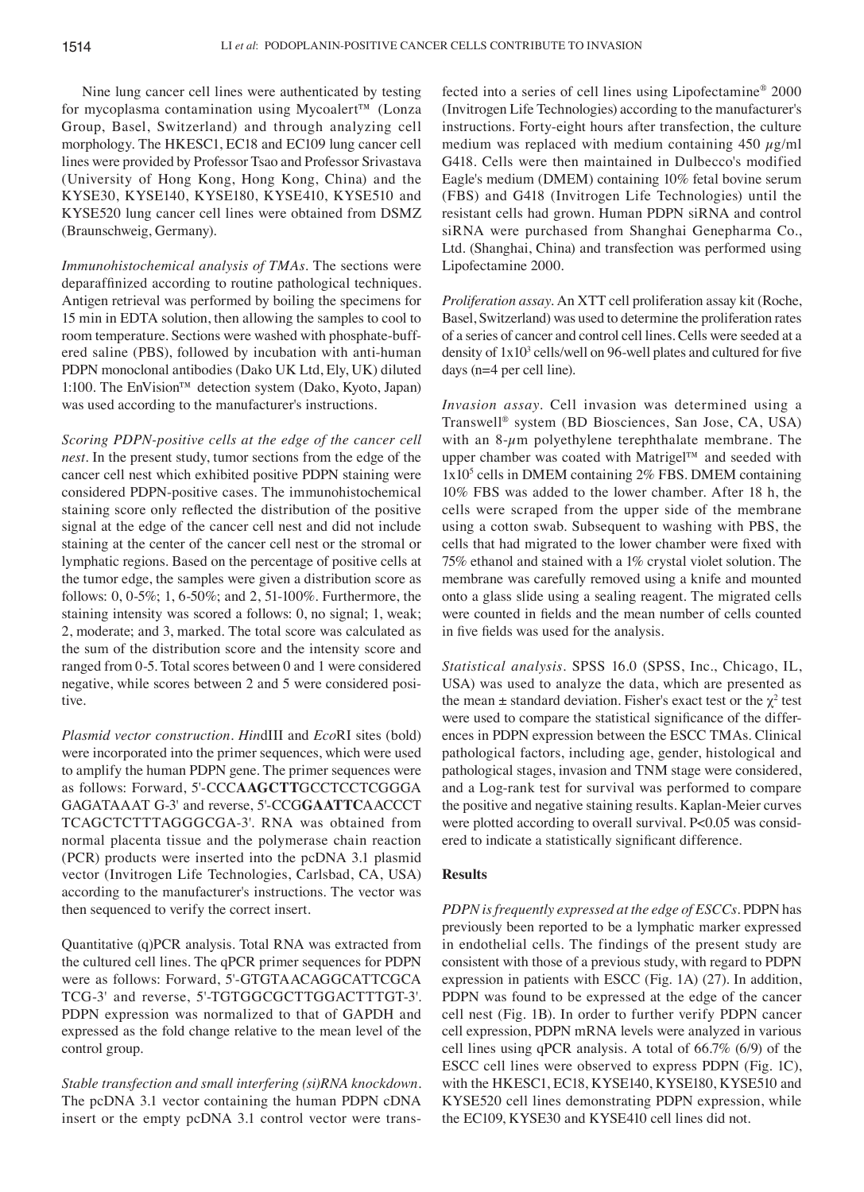Nine lung cancer cell lines were authenticated by testing for mycoplasma contamination using Mycoalert™ (Lonza Group, Basel, Switzerland) and through analyzing cell morphology. The HKESC1, EC18 and EC109 lung cancer cell lines were provided by Professor Tsao and Professor Srivastava (University of Hong Kong, Hong Kong, China) and the KYSE30, KYSE140, KYSE180, KYSE410, KYSE510 and KYSE520 lung cancer cell lines were obtained from DSMZ (Braunschweig, Germany).

*Immunohistochemical analysis of TMAs.* The sections were deparaffinized according to routine pathological techniques. Antigen retrieval was performed by boiling the specimens for 15 min in EDTA solution, then allowing the samples to cool to room temperature. Sections were washed with phosphate-buffered saline (PBS), followed by incubation with anti-human PDPN monoclonal antibodies (Dako UK Ltd, Ely, UK) diluted 1:100. The EnVision™ detection system (Dako, Kyoto, Japan) was used according to the manufacturer's instructions.

*Scoring PDPN-positive cells at the edge of the cancer cell nest.* In the present study, tumor sections from the edge of the cancer cell nest which exhibited positive PDPN staining were considered PDPN-positive cases. The immunohistochemical staining score only reflected the distribution of the positive signal at the edge of the cancer cell nest and did not include staining at the center of the cancer cell nest or the stromal or lymphatic regions. Based on the percentage of positive cells at the tumor edge, the samples were given a distribution score as follows: 0, 0-5%; 1, 6-50%; and 2, 51-100%. Furthermore, the staining intensity was scored a follows: 0, no signal; 1, weak; 2, moderate; and 3, marked. The total score was calculated as the sum of the distribution score and the intensity score and ranged from 0-5. Total scores between 0 and 1 were considered negative, while scores between 2 and 5 were considered positive.

*Plasmid vector construction. Hin*dIII and *Eco*RI sites (bold) were incorporated into the primer sequences, which were used to amplify the human PDPN gene. The primer sequences were as follows: Forward, 5'-CCC**AAGCTT**GCCTCCTCGGGA GAGATAAAT G-3' and reverse, 5'-CCG**GAATTC**AACCCT TCAGCTCTTTAGGGCGA-3'. RNA was obtained from normal placenta tissue and the polymerase chain reaction (PCR) products were inserted into the pcDNA 3.1 plasmid vector (Invitrogen Life Technologies, Carlsbad, CA, USA) according to the manufacturer's instructions. The vector was then sequenced to verify the correct insert.

Quantitative (q)PCR analysis. Total RNA was extracted from the cultured cell lines. The qPCR primer sequences for PDPN were as follows: Forward, 5'-GTGTAACAGGCATTCGCA TCG-3' and reverse, 5'-TGTGGCGCTTGGACTTTGT-3'. PDPN expression was normalized to that of GAPDH and expressed as the fold change relative to the mean level of the control group.

*Stable transfection and small interfering (si)RNA knockdown.* The pcDNA 3.1 vector containing the human PDPN cDNA insert or the empty pcDNA 3.1 control vector were transfected into a series of cell lines using Lipofectamine® 2000 (Invitrogen Life Technologies) according to the manufacturer's instructions. Forty-eight hours after transfection, the culture medium was replaced with medium containing 450 $\mu$g/ml G418. Cells were then maintained in Dulbecco's modified Eagle's medium (DMEM) containing 10% fetal bovine serum (FBS) and G418 (Invitrogen Life Technologies) until the resistant cells had grown. Human PDPN siRNA and control siRNA were purchased from Shanghai Genepharma Co., Ltd. (Shanghai, China) and transfection was performed using Lipofectamine 2000.

*Proliferation assay.* An XTT cell proliferation assay kit (Roche, Basel, Switzerland) was used to determine the proliferation rates of a series of cancer and control cell lines. Cells were seeded at a density of $1\times10^3$ cells/well on 96-well plates and cultured for five days (n=4 per cell line).

*Invasion assay.* Cell invasion was determined using a Transwell® system (BD Biosciences, San Jose, CA, USA) with an 8-$\mu$m polyethylene terephthalate membrane. The upper chamber was coated with Matrigel™ and seeded with $1\times10^5$ cells in DMEM containing 2% FBS. DMEM containing 10% FBS was added to the lower chamber. After 18 h, the cells were scraped from the upper side of the membrane using a cotton swab. Subsequent to washing with PBS, the cells that had migrated to the lower chamber were fixed with 75% ethanol and stained with a 1% crystal violet solution. The membrane was carefully removed using a knife and mounted onto a glass slide using a sealing reagent. The migrated cells were counted in fields and the mean number of cells counted in five fields was used for the analysis.

*Statistical analysis.* SPSS 16.0 (SPSS, Inc., Chicago, IL, USA) was used to analyze the data, which are presented as the mean ± standard deviation. Fisher's exact test or the $\chi^2$ test were used to compare the statistical significance of the differences in PDPN expression between the ESCC TMAs. Clinical pathological factors, including age, gender, histological and pathological stages, invasion and TNM stage were considered, and a Log-rank test for survival was performed to compare the positive and negative staining results. Kaplan-Meier curves were plotted according to overall survival. $P<0.05$ was considered to indicate a statistically significant difference.

## Results

*PDPN is frequently expressed at the edge of ESCCs.* PDPN has previously been reported to be a lymphatic marker expressed in endothelial cells. The findings of the present study are consistent with those of a previous study, with regard to PDPN expression in patients with ESCC (Fig. 1A) (27). In addition, PDPN was found to be expressed at the edge of the cancer cell nest (Fig. 1B). In order to further verify PDPN cancer cell expression, PDPN mRNA levels were analyzed in various cell lines using qPCR analysis. A total of 66.7% (6/9) of the ESCC cell lines were observed to express PDPN (Fig. 1C), with the HKESC1, EC18, KYSE140, KYSE180, KYSE510 and KYSE520 cell lines demonstrating PDPN expression, while the EC109, KYSE30 and KYSE410 cell lines did not.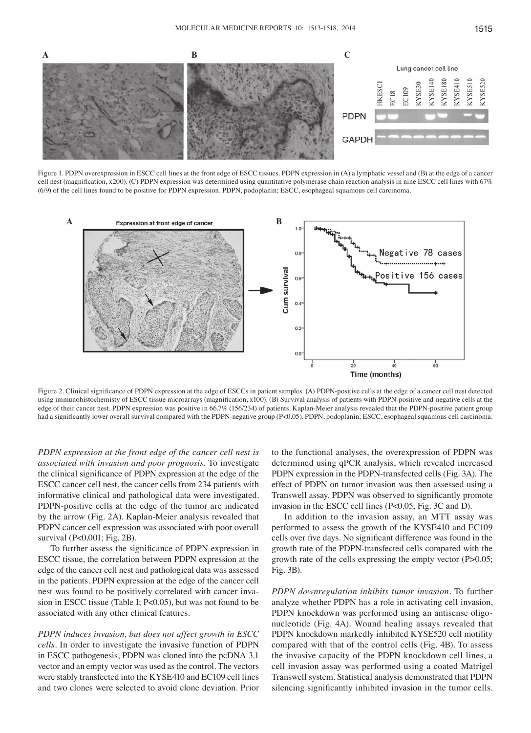Figure 1. PDPN overexpression in ESCC cell lines at the front edge of ESCC tissues. PDPN expression in (A) a lymphatic vessel and (B) at the edge of a cancer cell nest (magnification, x200). (C) PDPN expression was determined using quantitative polymerase chain reaction analysis in nine ESCC cell lines with 67% (6/9) of the cell lines found to be positive for PDPN expression. PDPN, podoplanin; ESCC, esophageal squamous cell carcinoma.

Figure 2. Clinical significance of PDPN expression at the edge of ESCCs in patient samples. (A) PDPN-positive cells at the edge of a cancer cell nest detected using immunohistochemistry of ESCC tissue microarrays (magnification, x100). (B) Survival analysis of patients with PDPN-positive and-negative cells at the edge of their cancer nest. PDPN expression was positive in 66.7% (156/234) of patients. Kaplan-Meier analysis revealed that the PDPN-positive patient group had a significantly lower overall survival compared with the PDPN-negative group (P<0.05). PDPN, podoplanin; ESCC, esophageal squamous cell carcinoma.

*PDPN expression at the front edge of the cancer cell nest is associated with invasion and poor prognosis.* To investigate the clinical significance of PDPN expression at the edge of the ESCC cancer cell nest, the cancer cells from 234 patients with informative clinical and pathological data were investigated. PDPN-positive cells at the edge of the tumor are indicated by the arrow (Fig. 2A). Kaplan-Meier analysis revealed that PDPN cancer cell expression was associated with poor overall survival (P<0.001; Fig. 2B).

To further assess the significance of PDPN expression in ESCC tissue, the correlation between PDPN expression at the edge of the cancer cell nest and pathological data was assessed in the patients. PDPN expression at the edge of the cancer cell nest was found to be positively correlated with cancer invasion in ESCC tissue (Table I; P<0.05), but was not found to be associated with any other clinical features.

*PDPN induces invasion, but does not affect growth in ESCC cells.* In order to investigate the invasive function of PDPN in ESCC pathogenesis, PDPN was cloned into the pcDNA 3.1 vector and an empty vector was used as the control. The vectors were stably transfected into the KYSE410 and EC109 cell lines and two clones were selected to avoid clone deviation. Prior to the functional analyses, the overexpression of PDPN was determined using qPCR analysis, which revealed increased PDPN expression in the PDPN-transfected cells (Fig. 3A). The effect of PDPN on tumor invasion was then assessed using a Transwell assay. PDPN was observed to significantly promote invasion in the ESCC cell lines (P<0.05; Fig. 3C and D).

In addition to the invasion assay, an MTT assay was performed to assess the growth of the KYSE410 and EC109 cells over five days. No significant difference was found in the growth rate of the PDPN-transfected cells compared with the growth rate of the cells expressing the empty vector (P>0.05; Fig. 3B).

*PDPN downregulation inhibits tumor invasion.* To further analyze whether PDPN has a role in activating cell invasion, PDPN knockdown was performed using an antisense oligonucleotide (Fig. 4A). Wound healing assays revealed that PDPN knockdown markedly inhibited KYSE520 cell motility compared with that of the control cells (Fig. 4B). To assess the invasive capacity of the PDPN knockdown cell lines, a cell invasion assay was performed using a coated Matrigel Transwell system. Statistical analysis demonstrated that PDPN silencing significantly inhibited invasion in the tumor cells.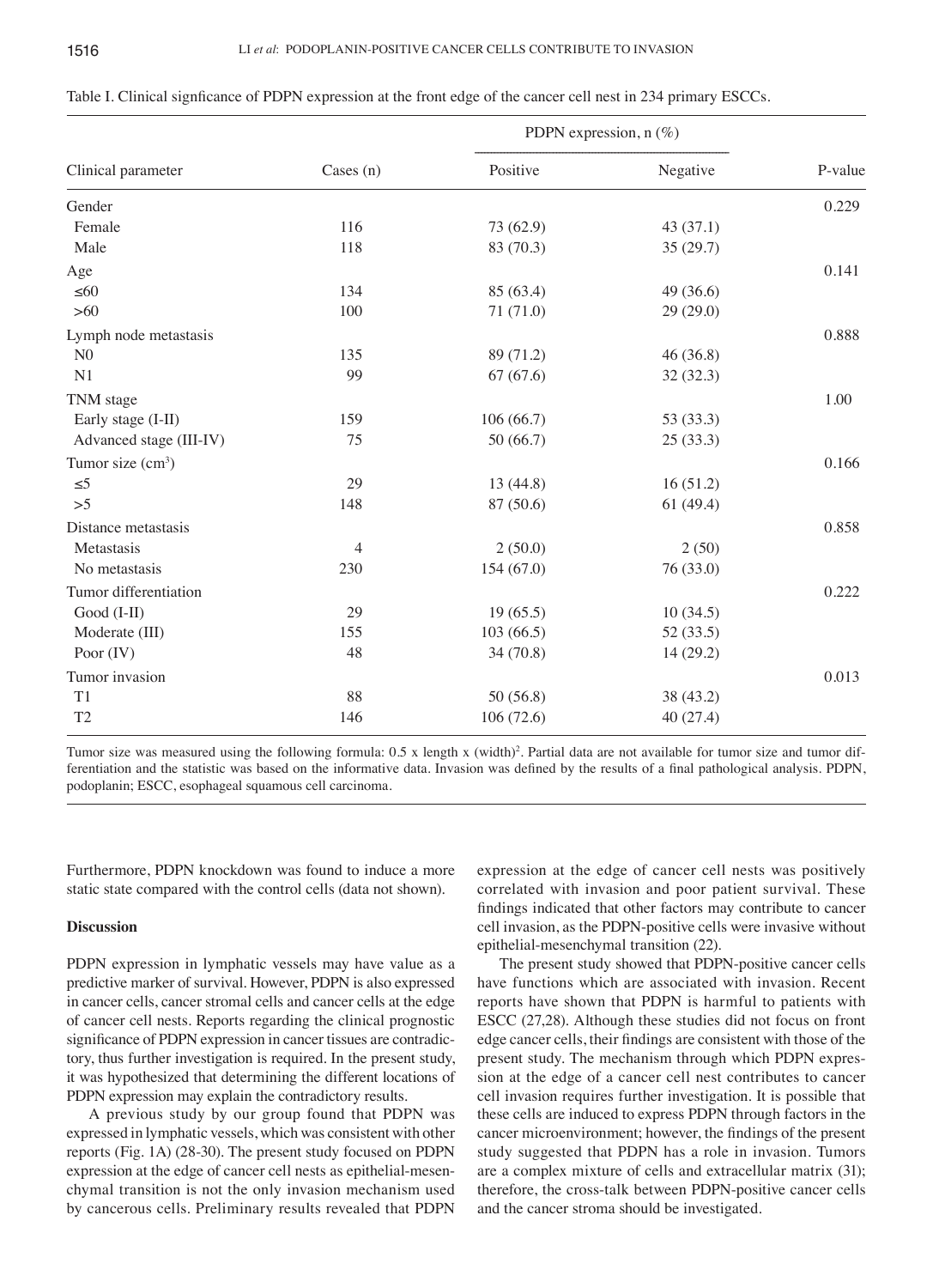Table I. Clinical signficance of PDPN expression at the front edge of the cancer cell nest in 234 primary ESCCs.

| Clinical parameter | Cases (n) | PDPN expression, n (%) | | P-value |
|---|---|---|---|---|
| | | Positive | Negative | |
| Gender | | | | 0.229 |
| Female | 116 | 73 (62.9) | 43 (37.1) | |
| Male | 118 | 83 (70.3) | 35 (29.7) | |
| Age | | | | 0.141 |
| ≤60 | 134 | 85 (63.4) | 49 (36.6) | |
| >60 | 100 | 71 (71.0) | 29 (29.0) | |
| Lymph node metastasis | | | | 0.888 |
| N0 | 135 | 89 (71.2) | 46 (36.8) | |
| N1 | 99 | 67 (67.6) | 32 (32.3) | |
| TNM stage | | | | 1.00 |
| Early stage (I-II) | 159 | 106 (66.7) | 53 (33.3) | |
| Advanced stage (III-IV) | 75 | 50 (66.7) | 25 (33.3) | |
| Tumor size ($cm^3$) | | | | 0.166 |
| ≤5 | 29 | 13 (44.8) | 16 (51.2) | |
| >5 | 148 | 87 (50.6) | 61 (49.4) | |
| Distance metastasis | | | | 0.858 |
| Metastasis | 4 | 2 (50.0) | 2 (50) | |
| No metastasis | 230 | 154 (67.0) | 76 (33.0) | |
| Tumor differentiation | | | | 0.222 |
| Good (I-II) | 29 | 19 (65.5) | 10 (34.5) | |
| Moderate (III) | 155 | 103 (66.5) | 52 (33.5) | |
| Poor (IV) | 48 | 34 (70.8) | 14 (29.2) | |
| Tumor invasion | | | | 0.013 |
| T1 | 88 | 50 (56.8) | 38 (43.2) | |
| T2 | 146 | 106 (72.6) | 40 (27.4) | |

Tumor size was measured using the following formula: 0.5 x length x $(width)^2$. Partial data are not available for tumor size and tumor differentiation and the statistic was based on the informative data. Invasion was defined by the results of a final pathological analysis. PDPN, podoplanin; ESCC, esophageal squamous cell carcinoma.

Furthermore, PDPN knockdown was found to induce a more static state compared with the control cells (data not shown).

## Discussion

PDPN expression in lymphatic vessels may have value as a predictive marker of survival. However, PDPN is also expressed in cancer cells, cancer stromal cells and cancer cells at the edge of cancer cell nests. Reports regarding the clinical prognostic significance of PDPN expression in cancer tissues are contradictory, thus further investigation is required. In the present study, it was hypothesized that determining the different locations of PDPN expression may explain the contradictory results.

A previous study by our group found that PDPN was expressed in lymphatic vessels, which was consistent with other reports (Fig. 1A) (28-30). The present study focused on PDPN expression at the edge of cancer cell nests as epithelial-mesenchymal transition is not the only invasion mechanism used by cancerous cells. Preliminary results revealed that PDPN expression at the edge of cancer cell nests was positively correlated with invasion and poor patient survival. These findings indicated that other factors may contribute to cancer cell invasion, as the PDPN-positive cells were invasive without epithelial-mesenchymal transition (22).

The present study showed that PDPN-positive cancer cells have functions which are associated with invasion. Recent reports have shown that PDPN is harmful to patients with ESCC (27,28). Although these studies did not focus on front edge cancer cells, their findings are consistent with those of the present study. The mechanism through which PDPN expression at the edge of a cancer cell nest contributes to cancer cell invasion requires further investigation. It is possible that these cells are induced to express PDPN through factors in the cancer microenvironment; however, the findings of the present study suggested that PDPN has a role in invasion. Tumors are a complex mixture of cells and extracellular matrix (31); therefore, the cross-talk between PDPN-positive cancer cells and the cancer stroma should be investigated.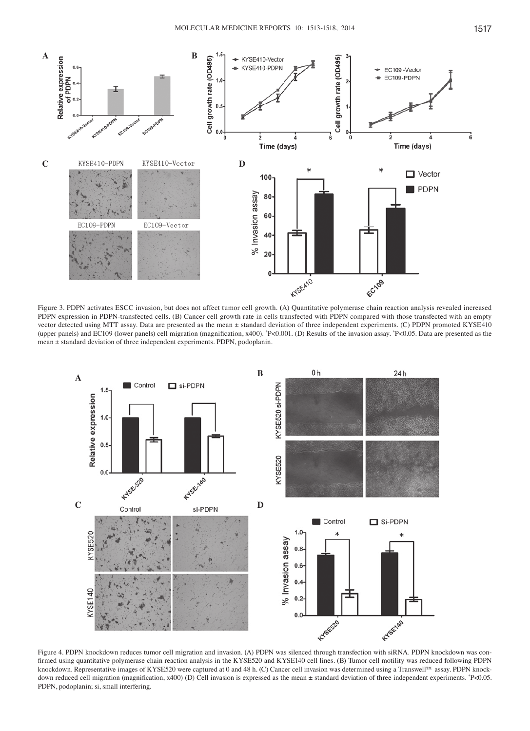Figure 3. PDPN activates ESCC invasion, but does not affect tumor cell growth. (A) Quantitative polymerase chain reaction analysis revealed increased PDPN expression in PDPN-transfected cells. (B) Cancer cell growth rate in cells transfected with PDPN compared with those transfected with an empty vector detected using MTT assay. Data are presented as the mean ± standard deviation of three independent experiments. (C) PDPN promoted KYSE410 (upper panels) and EC109 (lower panels) cell migration (magnification, x400). *P<0.001. (D) Results of the invasion assay. *P<0.05. Data are presented as the mean ± standard deviation of three independent experiments. PDPN, podoplanin.

Figure 4. PDPN knockdown reduces tumor cell migration and invasion. (A) PDPN was silenced through transfection with siRNA. PDPN knockdown was confirmed using quantitative polymerase chain reaction analysis in the KYSE520 and KYSE140 cell lines. (B) Tumor cell motility was reduced following PDPN knockdown. Representative images of KYSE520 were captured at 0 and 48 h. (C) Cancer cell invasion was determined using a Transwell™ assay. PDPN knockdown reduced cell migration (magnification, x400) (D) Cell invasion is expressed as the mean ± standard deviation of three independent experiments. *P<0.05. PDPN, podoplanin; si, small interfering.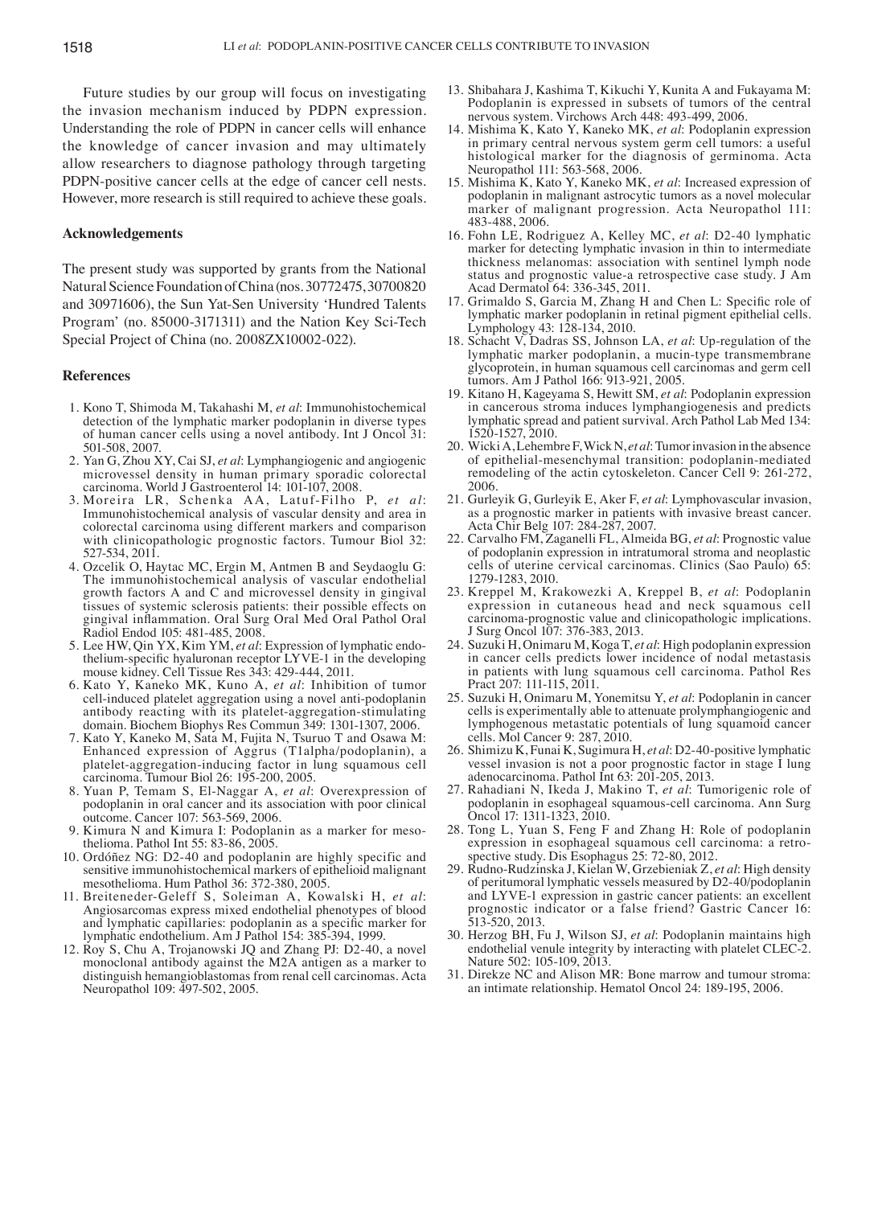Future studies by our group will focus on investigating the invasion mechanism induced by PDPN expression. Understanding the role of PDPN in cancer cells will enhance the knowledge of cancer invasion and may ultimately allow researchers to diagnose pathology through targeting PDPN-positive cancer cells at the edge of cancer cell nests. However, more research is still required to achieve these goals.

## Acknowledgements

The present study was supported by grants from the National Natural Science Foundation of China (nos. 30772475, 30700820 and 30971606), the Sun Yat-Sen University 'Hundred Talents Program' (no. 85000-3171311) and the Nation Key Sci-Tech Special Project of China (no. 2008ZX10002-022).

## References

1. Kono T, Shimoda M, Takahashi M, *et al*: Immunohistochemical detection of the lymphatic marker podoplanin in diverse types of human cancer cells using a novel antibody. Int J Oncol 31: 501-508, 2007.
2. Yan G, Zhou XY, Cai SJ, *et al*: Lymphangiogenic and angiogenic microvessel density in human primary sporadic colorectal carcinoma. World J Gastroenterol 14: 101-107, 2008.
3. Moreira LR, Schenka AA, Latuf-Filho P, *et al*: Immunohistochemical analysis of vascular density and area in colorectal carcinoma using different markers and comparison with clinicopathologic prognostic factors. Tumour Biol 32: 527-534, 2011.
4. Ozcelik O, Haytac MC, Ergin M, Antmen B and Seydaoglu G: The immunohistochemical analysis of vascular endothelial growth factors A and C and microvessel density in gingival tissues of systemic sclerosis patients: their possible effects on gingival inflammation. Oral Surg Oral Med Oral Pathol Oral Radiol Endod 105: 481-485, 2008.
5. Lee HW, Qin YX, Kim YM, *et al*: Expression of lymphatic endothelium-specific hyaluronan receptor LYVE-1 in the developing mouse kidney. Cell Tissue Res 343: 429-444, 2011.
6. Kato Y, Kaneko MK, Kuno A, *et al*: Inhibition of tumor cell-induced platelet aggregation using a novel anti-podoplanin antibody reacting with its platelet-aggregation-stimulating domain. Biochem Biophys Res Commun 349: 1301-1307, 2006.
7. Kato Y, Kaneko M, Sata M, Fujita N, Tsuruo T and Osawa M: Enhanced expression of Aggrus (T1alpha/podoplanin), a platelet-aggregation-inducing factor in lung squamous cell carcinoma. Tumour Biol 26: 195-200, 2005.
8. Yuan P, Temam S, El-Naggar A, *et al*: Overexpression of podoplanin in oral cancer and its association with poor clinical outcome. Cancer 107: 563-569, 2006.
9. Kimura N and Kimura I: Podoplanin as a marker for mesothelioma. Pathol Int 55: 83-86, 2005.
10. Ordóñez NG: D2-40 and podoplanin are highly specific and sensitive immunohistochemical markers of epithelioid malignant mesothelioma. Hum Pathol 36: 372-380, 2005.
11. Breiteneder-Geleff S, Soleiman A, Kowalski H, *et al*: Angiosarcomas express mixed endothelial phenotypes of blood and lymphatic capillaries: podoplanin as a specific marker for lymphatic endothelium. Am J Pathol 154: 385-394, 1999.
12. Roy S, Chu A, Trojanowski JQ and Zhang PJ: D2-40, a novel monoclonal antibody against the M2A antigen as a marker to distinguish hemangioblastomas from renal cell carcinomas. Acta Neuropathol 109: 497-502, 2005.
13. Shibahara J, Kashima T, Kikuchi Y, Kunita A and Fukayama M: Podoplanin is expressed in subsets of tumors of the central nervous system. Virchows Arch 448: 493-499, 2006.
14. Mishima K, Kato Y, Kaneko MK, *et al*: Podoplanin expression in primary central nervous system germ cell tumors: a useful histological marker for the diagnosis of germinoma. Acta Neuropathol 111: 563-568, 2006.
15. Mishima K, Kato Y, Kaneko MK, *et al*: Increased expression of podoplanin in malignant astrocytic tumors as a novel molecular marker of malignant progression. Acta Neuropathol 111: 483-488, 2006.
16. Fohn LE, Rodriguez A, Kelley MC, *et al*: D2-40 lymphatic marker for detecting lymphatic invasion in thin to intermediate thickness melanomas: association with sentinel lymph node status and prognostic value-a retrospective case study. J Am Acad Dermatol 64: 336-345, 2011.
17. Grimaldo S, Garcia M, Zhang H and Chen L: Specific role of lymphatic marker podoplanin in retinal pigment epithelial cells. Lymphology 43: 128-134, 2010.
18. Schacht V, Dadras SS, Johnson LA, *et al*: Up-regulation of the lymphatic marker podoplanin, a mucin-type transmembrane glycoprotein, in human squamous cell carcinomas and germ cell tumors. Am J Pathol 166: 913-921, 2005.
19. Kitano H, Kageyama S, Hewitt SM, *et al*: Podoplanin expression in cancerous stroma induces lymphangiogenesis and predicts lymphatic spread and patient survival. Arch Pathol Lab Med 134: 1520-1527, 2010.
20. Wicki A, Lehembre F, Wick N, *et al*: Tumor invasion in the absence of epithelial-mesenchymal transition: podoplanin-mediated remodeling of the actin cytoskeleton. Cancer Cell 9: 261-272, 2006.
21. Gurleyik G, Gurleyik E, Aker F, *et al*: Lymphovascular invasion, as a prognostic marker in patients with invasive breast cancer. Acta Chir Belg 107: 284-287, 2007.
22. Carvalho FM, Zaganelli FL, Almeida BG, *et al*: Prognostic value of podoplanin expression in intratumoral stroma and neoplastic cells of uterine cervical carcinomas. Clinics (Sao Paulo) 65: 1279-1283, 2010.
23. Kreppel M, Krakowezki A, Kreppel B, *et al*: Podoplanin expression in cutaneous head and neck squamous cell carcinoma-prognostic value and clinicopathologic implications. J Surg Oncol 107: 376-383, 2013.
24. Suzuki H, Onimaru M, Koga T, *et al*: High podoplanin expression in cancer cells predicts lower incidence of nodal metastasis in patients with lung squamous cell carcinoma. Pathol Res Pract 207: 111-115, 2011.
25. Suzuki H, Onimaru M, Yonemitsu Y, *et al*: Podoplanin in cancer cells is experimentally able to attenuate prolymphangiogenic and lymphogenous metastatic potentials of lung squamoid cancer cells. Mol Cancer 9: 287, 2010.
26. Shimizu K, Funai K, Sugimura H, *et al*: D2-40-positive lymphatic vessel invasion is not a poor prognostic factor in stage I lung adenocarcinoma. Pathol Int 63: 201-205, 2013.
27. Rahadiani N, Ikeda J, Makino T, *et al*: Tumorigenic role of podoplanin in esophageal squamous-cell carcinoma. Ann Surg Oncol 17: 1311-1323, 2010.
28. Tong L, Yuan S, Feng F and Zhang H: Role of podoplanin expression in esophageal squamous cell carcinoma: a retrospective study. Dis Esophagus 25: 72-80, 2012.
29. Rudno-Rudzinska J, Kielan W, Grzebieniak Z, *et al*: High density of peritumoral lymphatic vessels measured by D2-40/podoplanin and LYVE-1 expression in gastric cancer patients: an excellent prognostic indicator or a false friend? Gastric Cancer 16: 513-520, 2013.
30. Herzog BH, Fu J, Wilson SJ, *et al*: Podoplanin maintains high endothelial venule integrity by interacting with platelet CLEC-2. Nature 502: 105-109, 2013.
31. Direkze NC and Alison MR: Bone marrow and tumour stroma: an intimate relationship. Hematol Oncol 24: 189-195, 2006.